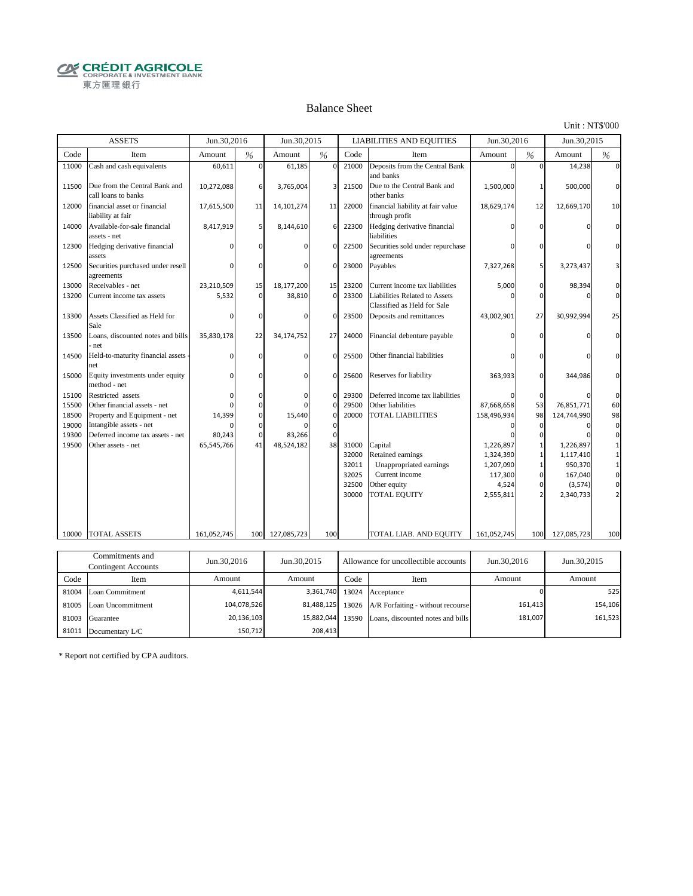CRÉDIT AGRICOLE
CORPORATE & INVESTMENT BANK
東方匯理銀行

# Balance Sheet

Unit : NT$'000

| ASSETS | | Jun.30,2016 | | Jun.30,2015 | | LIABILITIES AND EQUITIES | | Jun.30,2016 | | Jun.30,2015 | |
|---|---|---|---|---|---|---|---|---|---|---|---|
| Code | Item | Amount | % | Amount | % | Code | Item | Amount | % | Amount | % |
| 11000 | Cash and cash equivalents | 60,611 | 0 | 61,185 | 0 | 21000 | Deposits from the Central Bank and banks | 0 | 0 | 14,238 | 0 |
| 11500 | Due from the Central Bank and call loans to banks | 10,272,088 | 6 | 3,765,004 | 3 | 21500 | Due to the Central Bank and other banks | 1,500,000 | 1 | 500,000 | 0 |
| 12000 | financial asset or financial liability at fair | 17,615,500 | 11 | 14,101,274 | 11 | 22000 | financial liability at fair value through profit | 18,629,174 | 12 | 12,669,170 | 10 |
| 14000 | Available-for-sale financial assets - net | 8,417,919 | 5 | 8,144,610 | 6 | 22300 | Hedging derivative financial liabilities | 0 | 0 | 0 | 0 |
| 12300 | Hedging derivative financial assets | 0 | 0 | 0 | 0 | 22500 | Securities sold under repurchase agreements | 0 | 0 | 0 | 0 |
| 12500 | Securities purchased under resell agreements | 0 | 0 | 0 | 0 | 23000 | Payables | 7,327,268 | 5 | 3,273,437 | 3 |
| 13000 | Receivables - net | 23,210,509 | 15 | 18,177,200 | 15 | 23200 | Current income tax liabilities | 5,000 | 0 | 98,394 | 0 |
| 13200 | Current income tax assets | 5,532 | 0 | 38,810 | 0 | 23300 | Liabilities Related to Assets Classified as Held for Sale | 0 | 0 | 0 | 0 |
| 13300 | Assets Classified as Held for Sale | 0 | 0 | 0 | 0 | 23500 | Deposits and remittances | 43,002,901 | 27 | 30,992,994 | 25 |
| 13500 | Loans, discounted notes and bills - net | 35,830,178 | 22 | 34,174,752 | 27 | 24000 | Financial debenture payable | 0 | 0 | 0 | 0 |
| 14500 | Held-to-maturity financial assets - net | 0 | 0 | 0 | 0 | 25500 | Other financial liabilities | 0 | 0 | 0 | 0 |
| 15000 | Equity investments under equity method - net | 0 | 0 | 0 | 0 | 25600 | Reserves for liability | 363,933 | 0 | 344,986 | 0 |
| 15100 | Restricted assets | 0 | 0 | 0 | 0 | 29300 | Deferred income tax liabilities | 0 | 0 | 0 | 0 |
| 15500 | Other financial assets - net | 0 | 0 | 0 | 0 | 29500 | Other liabilities | 87,668,658 | 53 | 76,851,771 | 60 |
| 18500 | Property and Equipment - net | 14,399 | 0 | 15,440 | 0 | 20000 | TOTAL LIABILITIES | 158,496,934 | 98 | 124,744,990 | 98 |
| 19000 | Intangible assets - net | 0 | 0 | 0 | 0 | | | 0 | 0 | 0 | 0 |
| 19300 | Deferred income tax assets - net | 80,243 | 0 | 83,266 | 0 | | | 0 | 0 | 0 | 0 |
| 19500 | Other assets - net | 65,545,766 | 41 | 48,524,182 | 38 | 31000 | Capital | 1,226,897 | 1 | 1,226,897 | 1 |
| | | | | | | 32000 | Retained earnings | 1,324,390 | 1 | 1,117,410 | 1 |
| | | | | | | 32011 | Unappropriated earnings | 1,207,090 | 1 | 950,370 | 1 |
| | | | | | | 32025 | Current income | 117,300 | 0 | 167,040 | 0 |
| | | | | | | 32500 | Other equity | 4,524 | 0 | (3,574) | 0 |
| | | | | | | 30000 | TOTAL EQUITY | 2,555,811 | 2 | 2,340,733 | 2 |
| 10000 | TOTAL ASSETS | 161,052,745 | 100 | 127,085,723 | 100 | | TOTAL LIAB. AND EQUITY | 161,052,745 | 100 | 127,085,723 | 100 |

| Commitments and Contingent Accounts | | Jun.30,2016 | Jun.30,2015 | Allowance for uncollectible accounts | | Jun.30,2016 | Jun.30,2015 |
|---|---|---|---|---|---|---|---|
| Code | Item | Amount | Amount | Code | Item | Amount | Amount |
| 81004 | Loan Commitment | 4,611,544 | 3,361,740 | 13024 | Acceptance | 0 | 525 |
| 81005 | Loan Uncommitment | 104,078,526 | 81,488,125 | 13026 | A/R Forfaiting - without recourse | 161,413 | 154,106 |
| 81003 | Guarantee | 20,136,103 | 15,882,044 | 13590 | Loans, discounted notes and bills | 181,007 | 161,523 |
| 81011 | Documentary L/C | 150,712 | 208,413 | | | | |

* Report not certified by CPA auditors.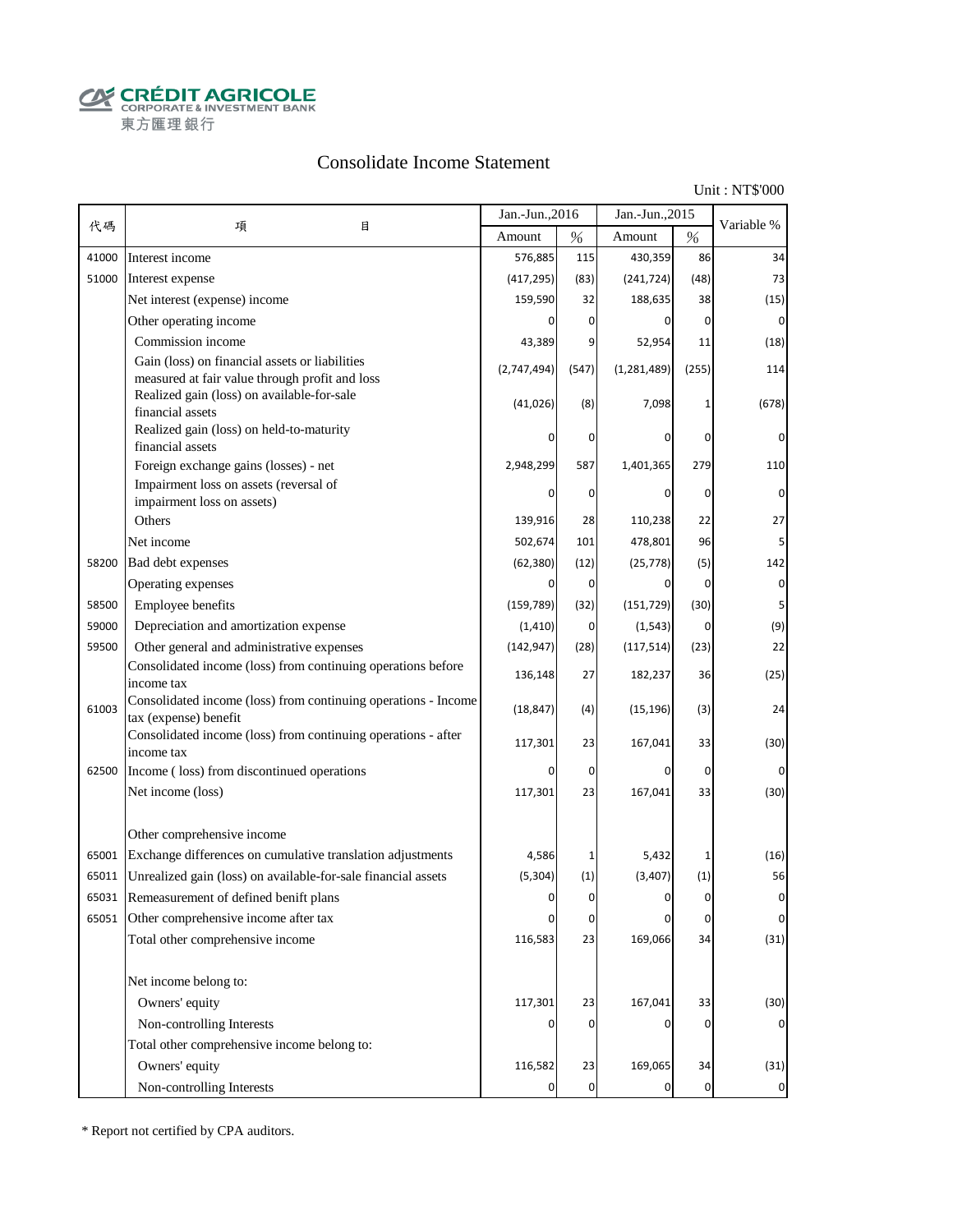CRÉDIT AGRICOLE
CORPORATE & INVESTMENT BANK
東方匯理銀行

# Consolidate Income Statement

Unit : NT$'000

| 代碼 | 項　　　　目 | Jan.-Jun.,2016 | | Jan.-Jun.,2015 | | Variable % |
|---|---|---|---|---|---|---|
| | | Amount | % | Amount | % | |
| 41000 | Interest income | 576,885 | 115 | 430,359 | 86 | 34 |
| 51000 | Interest expense | (417,295) | (83) | (241,724) | (48) | 73 |
| | Net interest (expense) income | 159,590 | 32 | 188,635 | 38 | (15) |
| | Other operating income | 0 | 0 | 0 | 0 | 0 |
| | Commission income | 43,389 | 9 | 52,954 | 11 | (18) |
| | Gain (loss) on financial assets or liabilities measured at fair value through profit and loss | (2,747,494) | (547) | (1,281,489) | (255) | 114 |
| | Realized gain (loss) on available-for-sale financial assets | (41,026) | (8) | 7,098 | 1 | (678) |
| | Realized gain (loss) on held-to-maturity financial assets | 0 | 0 | 0 | 0 | 0 |
| | Foreign exchange gains (losses) - net | 2,948,299 | 587 | 1,401,365 | 279 | 110 |
| | Impairment loss on assets (reversal of impairment loss on assets) | 0 | 0 | 0 | 0 | 0 |
| | Others | 139,916 | 28 | 110,238 | 22 | 27 |
| | Net income | 502,674 | 101 | 478,801 | 96 | 5 |
| 58200 | Bad debt expenses | (62,380) | (12) | (25,778) | (5) | 142 |
| | Operating expenses | 0 | 0 | 0 | 0 | 0 |
| 58500 | Employee benefits | (159,789) | (32) | (151,729) | (30) | 5 |
| 59000 | Depreciation and amortization expense | (1,410) | 0 | (1,543) | 0 | (9) |
| 59500 | Other general and administrative expenses | (142,947) | (28) | (117,514) | (23) | 22 |
| | Consolidated income (loss) from continuing operations before income tax | 136,148 | 27 | 182,237 | 36 | (25) |
| 61003 | Consolidated income (loss) from continuing operations - Income tax (expense) benefit | (18,847) | (4) | (15,196) | (3) | 24 |
| | Consolidated income (loss) from continuing operations - after income tax | 117,301 | 23 | 167,041 | 33 | (30) |
| 62500 | Income ( loss) from discontinued operations | 0 | 0 | 0 | 0 | 0 |
| | Net income (loss) | 117,301 | 23 | 167,041 | 33 | (30) |
| | | | | | | |
| | Other comprehensive income | | | | | |
| 65001 | Exchange differences on cumulative translation adjustments | 4,586 | 1 | 5,432 | 1 | (16) |
| 65011 | Unrealized gain (loss) on available-for-sale financial assets | (5,304) | (1) | (3,407) | (1) | 56 |
| 65031 | Remeasurement of defined benift plans | 0 | 0 | 0 | 0 | 0 |
| 65051 | Other comprehensive income after tax | 0 | 0 | 0 | 0 | 0 |
| | Total other comprehensive income | 116,583 | 23 | 169,066 | 34 | (31) |
| | | | | | | |
| | Net income belong to: | | | | | |
| | Owners' equity | 117,301 | 23 | 167,041 | 33 | (30) |
| | Non-controlling Interests | 0 | 0 | 0 | 0 | 0 |
| | Total other comprehensive income belong to: | | | | | |
| | Owners' equity | 116,582 | 23 | 169,065 | 34 | (31) |
| | Non-controlling Interests | 0 | 0 | 0 | 0 | 0 |

* Report not certified by CPA auditors.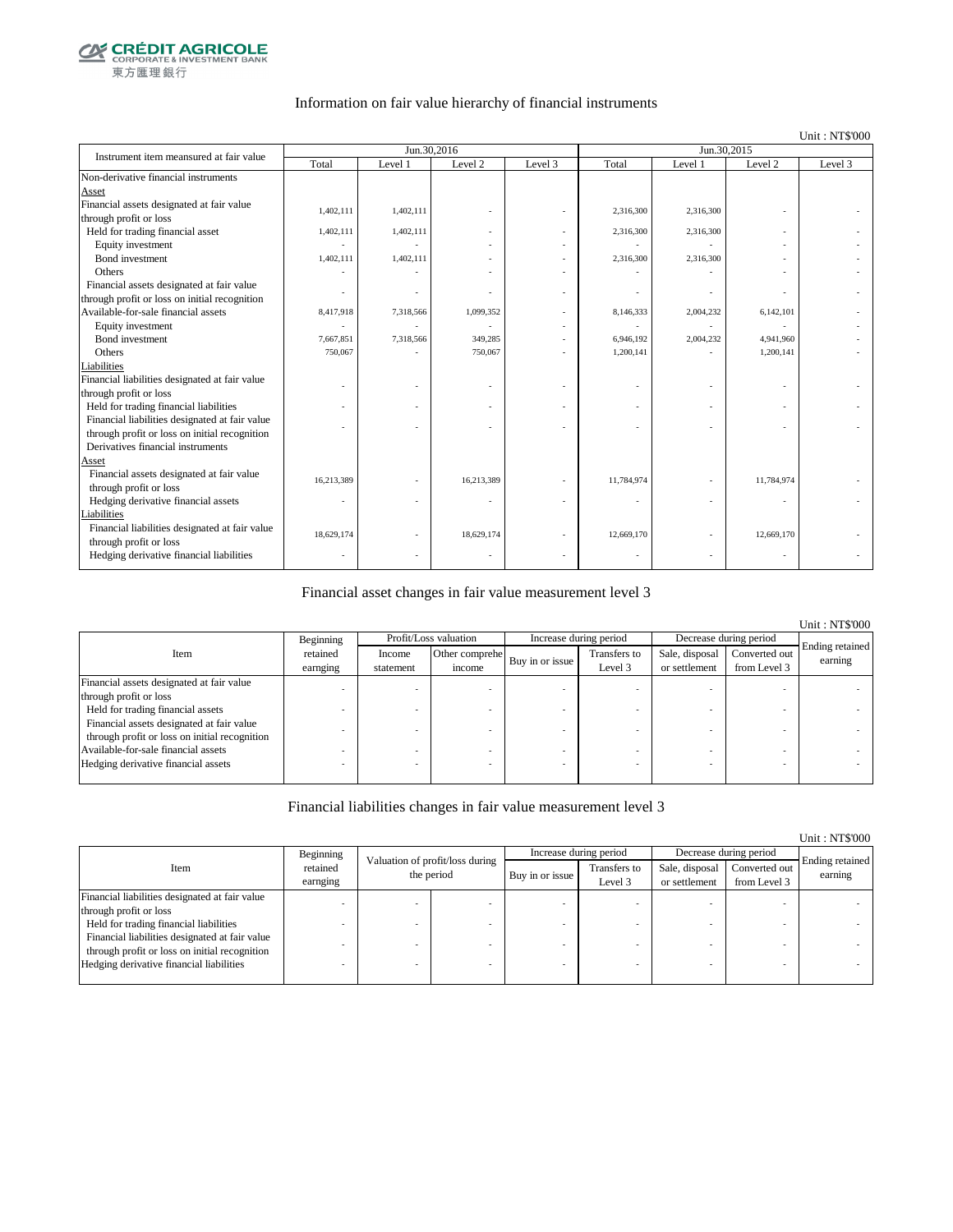CRÉDIT AGRICOLE
CORPORATE & INVESTMENT BANK
東方匯理銀行

## Information on fair value hierarchy of financial instruments

Unit : NT$'000

| Instrument item meansured at fair value | Jun.30,2016 | | | | Jun.30,2015 | | | |
|---|---|---|---|---|---|---|---|---|
| | Total | Level 1 | Level 2 | Level 3 | Total | Level 1 | Level 2 | Level 3 |
| Non-derivative financial instruments | | | | | | | | |
| Asset | | | | | | | | |
| Financial assets designated at fair value through profit or loss | 1,402,111 | 1,402,111 | - | - | 2,316,300 | 2,316,300 | - | - |
| Held for trading financial asset | 1,402,111 | 1,402,111 | - | - | 2,316,300 | 2,316,300 | - | - |
| Equity investment | - | - | - | - | - | - | - | - |
| Bond investment | 1,402,111 | 1,402,111 | - | - | 2,316,300 | 2,316,300 | - | - |
| Others | - | - | - | - | - | - | - | - |
| Financial assets designated at fair value through profit or loss on initial recognition | - | - | - | - | - | - | - | - |
| Available-for-sale financial assets | 8,417,918 | 7,318,566 | 1,099,352 | - | 8,146,333 | 2,004,232 | 6,142,101 | - |
| Equity investment | - | - | - | - | - | - | - | - |
| Bond investment | 7,667,851 | 7,318,566 | 349,285 | - | 6,946,192 | 2,004,232 | 4,941,960 | - |
| Others | 750,067 | - | 750,067 | - | 1,200,141 | - | 1,200,141 | - |
| Liabilities | | | | | | | | |
| Financial liabilities designated at fair value through profit or loss | - | - | - | - | - | - | - | - |
| Held for trading financial liabilities | - | - | - | - | - | - | - | - |
| Financial liabilities designated at fair value through profit or loss on initial recognition | - | - | - | - | - | - | - | - |
| Derivatives financial instruments | | | | | | | | |
| Asset | | | | | | | | |
| Financial assets designated at fair value through profit or loss | 16,213,389 | - | 16,213,389 | - | 11,784,974 | - | 11,784,974 | - |
| Hedging derivative financial assets | - | - | - | - | - | - | - | - |
| Liabilities | | | | | | | | |
| Financial liabilities designated at fair value through profit or loss | 18,629,174 | - | 18,629,174 | - | 12,669,170 | - | 12,669,170 | - |
| Hedging derivative financial liabilities | - | - | - | - | - | - | - | - |

## Financial asset changes in fair value measurement level 3

Unit : NT$'000

| Item | Beginning retained earnging | Profit/Loss valuation | | Increase during period | | Decrease during period | | Ending retained earning |
|---|---|---|---|---|---|---|---|---|
| | | Income statement | Other comprehe income | Buy in or issue | Transfers to Level 3 | Sale, disposal or settlement | Converted out from Level 3 | |
| Financial assets designated at fair value through profit or loss | - | - | - | - | - | - | - | - |
| Held for trading financial assets | - | - | - | - | - | - | - | - |
| Financial assets designated at fair value through profit or loss on initial recognition | - | - | - | - | - | - | - | - |
| Available-for-sale financial assets | - | - | - | - | - | - | - | - |
| Hedging derivative financial assets | - | - | - | - | - | - | - | - |

## Financial liabilities changes in fair value measurement level 3

Unit : NT$'000

| Item | Beginning retained earnging | Valuation of profit/loss during the period | | Increase during period | | Decrease during period | | Ending retained earning |
|---|---|---|---|---|---|---|---|---|
| | | | | Buy in or issue | Transfers to Level 3 | Sale, disposal or settlement | Converted out from Level 3 | |
| Financial liabilities designated at fair value through profit or loss | - | - | - | - | - | - | - | - |
| Held for trading financial liabilities | - | - | - | - | - | - | - | - |
| Financial liabilities designated at fair value through profit or loss on initial recognition | - | - | - | - | - | - | - | - |
| Hedging derivative financial liabilities | - | - | - | - | - | - | - | - |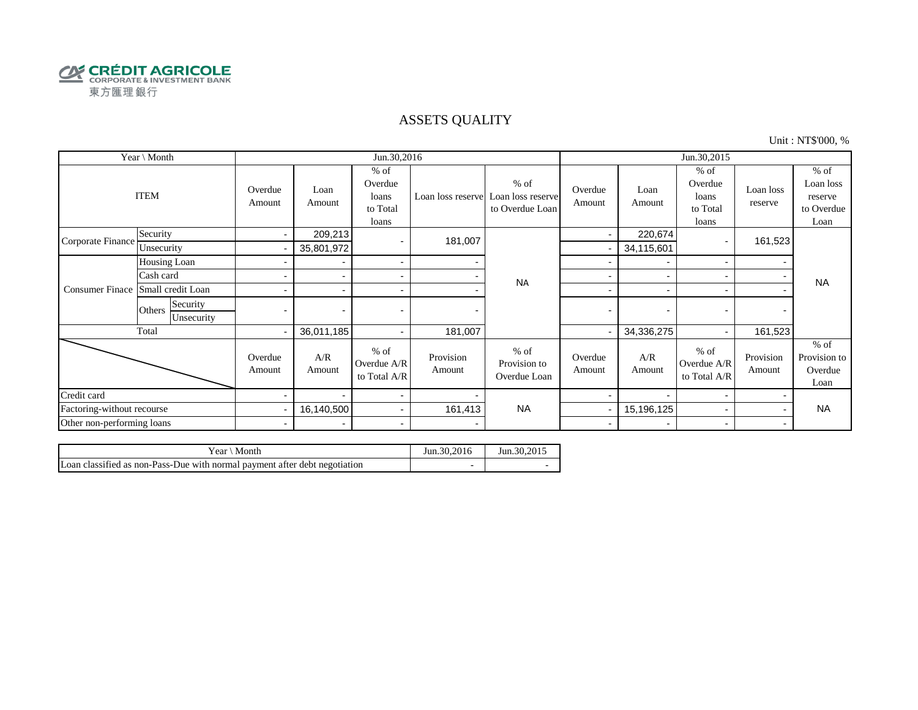CRÉDIT AGRICOLE
CORPORATE & INVESTMENT BANK
東方匯理銀行

# ASSETS QUALITY

Unit : NT$'000, %

| Year \ Month | | | Jun.30,2016 | | | | | Jun.30,2015 | | | | |
|---|---|---|---|---|---|---|---|---|---|---|---|---|
| ITEM | | | Overdue Amount | Loan Amount | % of Overdue loans to Total loans | Loan loss reserve | % of Loan loss reserve to Overdue Loan | Overdue Amount | Loan Amount | % of Overdue loans to Total loans | Loan loss reserve | % of Loan loss reserve to Overdue Loan |
| Corporate Finance | Security | | - | 209,213 | - | 181,007 | NA | - | 220,674 | - | 161,523 | NA |
| | Unsecurity | | - | 35,801,972 | | | | - | 34,115,601 | | | |
| Consumer Finace | Housing Loan | | - | - | - | - | | - | - | - | - | |
| | Cash card | | - | - | - | - | | - | - | - | - | |
| | Small credit Loan | | - | - | - | - | | - | - | - | - | |
| | Others | Security | - | - | - | - | | - | - | - | - | |
| | | Unsecurity | | | | | | | | | | |
| Total | | | - | 36,011,185 | - | 181,007 | | - | 34,336,275 | - | 161,523 | |
| | | | Overdue Amount | A/R Amount | % of Overdue A/R to Total A/R | Provision Amount | % of Provision to Overdue Loan | Overdue Amount | A/R Amount | % of Overdue A/R to Total A/R | Provision Amount | % of Provision to Overdue Loan |
| Credit card | | | - | - | - | - | NA | - | - | - | - | NA |
| Factoring-without recourse | | | - | 16,140,500 | - | 161,413 | | - | 15,196,125 | - | - | |
| Other non-performing loans | | | - | - | - | - | | - | - | - | - | |

| Year \ Month | Jun.30,2016 | Jun.30,2015 |
|---|---|---|
| Loan classified as non-Pass-Due with normal payment after debt negotiation | - | - |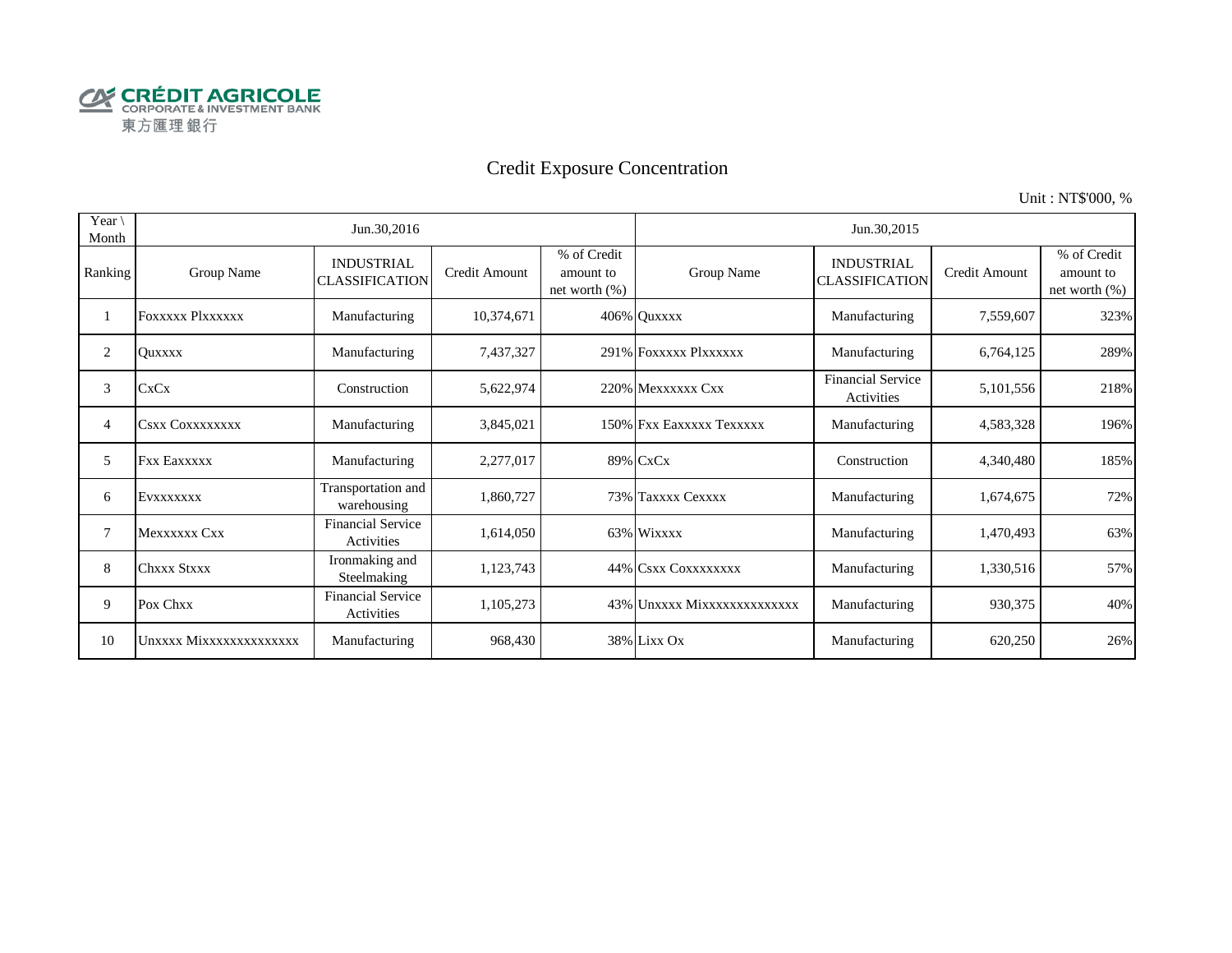CRÉDIT AGRICOLE
CORPORATE & INVESTMENT BANK
東方匯理銀行

# Credit Exposure Concentration

Unit : NT$'000, %

| Year \ Month | Jun.30,2016 | | | | Jun.30,2015 | | | |
|---|---|---|---|---|---|---|---|---|
| Ranking | Group Name | INDUSTRIAL CLASSIFICATION | Credit Amount | % of Credit amount to net worth (%) | Group Name | INDUSTRIAL CLASSIFICATION | Credit Amount | % of Credit amount to net worth (%) |
| 1 | Foxxxxx Plxxxxxx | Manufacturing | 10,374,671 | 406% | Quxxxx | Manufacturing | 7,559,607 | 323% |
| 2 | Quxxxx | Manufacturing | 7,437,327 | 291% | Foxxxxx Plxxxxxx | Manufacturing | 6,764,125 | 289% |
| 3 | CxCx | Construction | 5,622,974 | 220% | Mexxxxxx Cxx | Financial Service Activities | 5,101,556 | 218% |
| 4 | Csxx Coxxxxxxxx | Manufacturing | 3,845,021 | 150% | Fxx Eaxxxxx Texxxxx | Manufacturing | 4,583,328 | 196% |
| 5 | Fxx Eaxxxxx | Manufacturing | 2,277,017 | 89% | CxCx | Construction | 4,340,480 | 185% |
| 6 | Evxxxxxxx | Transportation and warehousing | 1,860,727 | 73% | Taxxxx Cexxxx | Manufacturing | 1,674,675 | 72% |
| 7 | Mexxxxxx Cxx | Financial Service Activities | 1,614,050 | 63% | Wixxxx | Manufacturing | 1,470,493 | 63% |
| 8 | Chxxx Stxxx | Ironmaking and Steelmaking | 1,123,743 | 44% | Csxx Coxxxxxxxx | Manufacturing | 1,330,516 | 57% |
| 9 | Pox Chxx | Financial Service Activities | 1,105,273 | 43% | Unxxxx Mixxxxxxxxxxxxxx | Manufacturing | 930,375 | 40% |
| 10 | Unxxxx Mixxxxxxxxxxxxxx | Manufacturing | 968,430 | 38% | Lixx Ox | Manufacturing | 620,250 | 26% |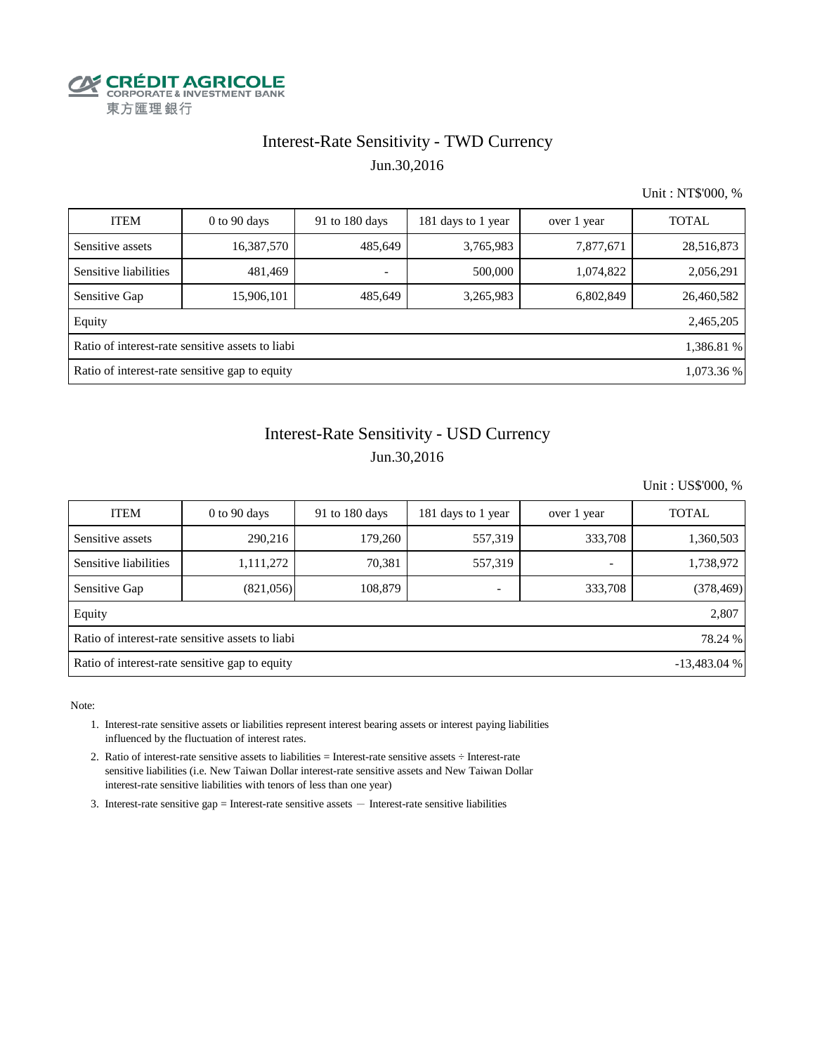CRÉDIT AGRICOLE
CORPORATE & INVESTMENT BANK
東方匯理銀行

# Interest-Rate Sensitivity - TWD Currency

Jun.30,2016

Unit : NT$'000, %

| ITEM | 0 to 90 days | 91 to 180 days | 181 days to 1 year | over 1 year | TOTAL |
|---|---|---|---|---|---|
| Sensitive assets | 16,387,570 | 485,649 | 3,765,983 | 7,877,671 | 28,516,873 |
| Sensitive liabilities | 481,469 | - | 500,000 | 1,074,822 | 2,056,291 |
| Sensitive Gap | 15,906,101 | 485,649 | 3,265,983 | 6,802,849 | 26,460,582 |
| Equity | | | | | 2,465,205 |
| Ratio of interest-rate sensitive assets to liabi | | | | | 1,386.81 % |
| Ratio of interest-rate sensitive gap to equity | | | | | 1,073.36 % |

# Interest-Rate Sensitivity - USD Currency

Jun.30,2016

Unit : US$'000, %

| ITEM | 0 to 90 days | 91 to 180 days | 181 days to 1 year | over 1 year | TOTAL |
|---|---|---|---|---|---|
| Sensitive assets | 290,216 | 179,260 | 557,319 | 333,708 | 1,360,503 |
| Sensitive liabilities | 1,111,272 | 70,381 | 557,319 | - | 1,738,972 |
| Sensitive Gap | (821,056) | 108,879 | - | 333,708 | (378,469) |
| Equity | | | | | 2,807 |
| Ratio of interest-rate sensitive assets to liabi | | | | | 78.24 % |
| Ratio of interest-rate sensitive gap to equity | | | | | -13,483.04 % |

Note:

1. Interest-rate sensitive assets or liabilities represent interest bearing assets or interest paying liabilities influenced by the fluctuation of interest rates.
2. Ratio of interest-rate sensitive assets to liabilities = Interest-rate sensitive assets ÷ Interest-rate sensitive liabilities (i.e. New Taiwan Dollar interest-rate sensitive assets and New Taiwan Dollar interest-rate sensitive liabilities with tenors of less than one year)
3. Interest-rate sensitive gap = Interest-rate sensitive assets － Interest-rate sensitive liabilities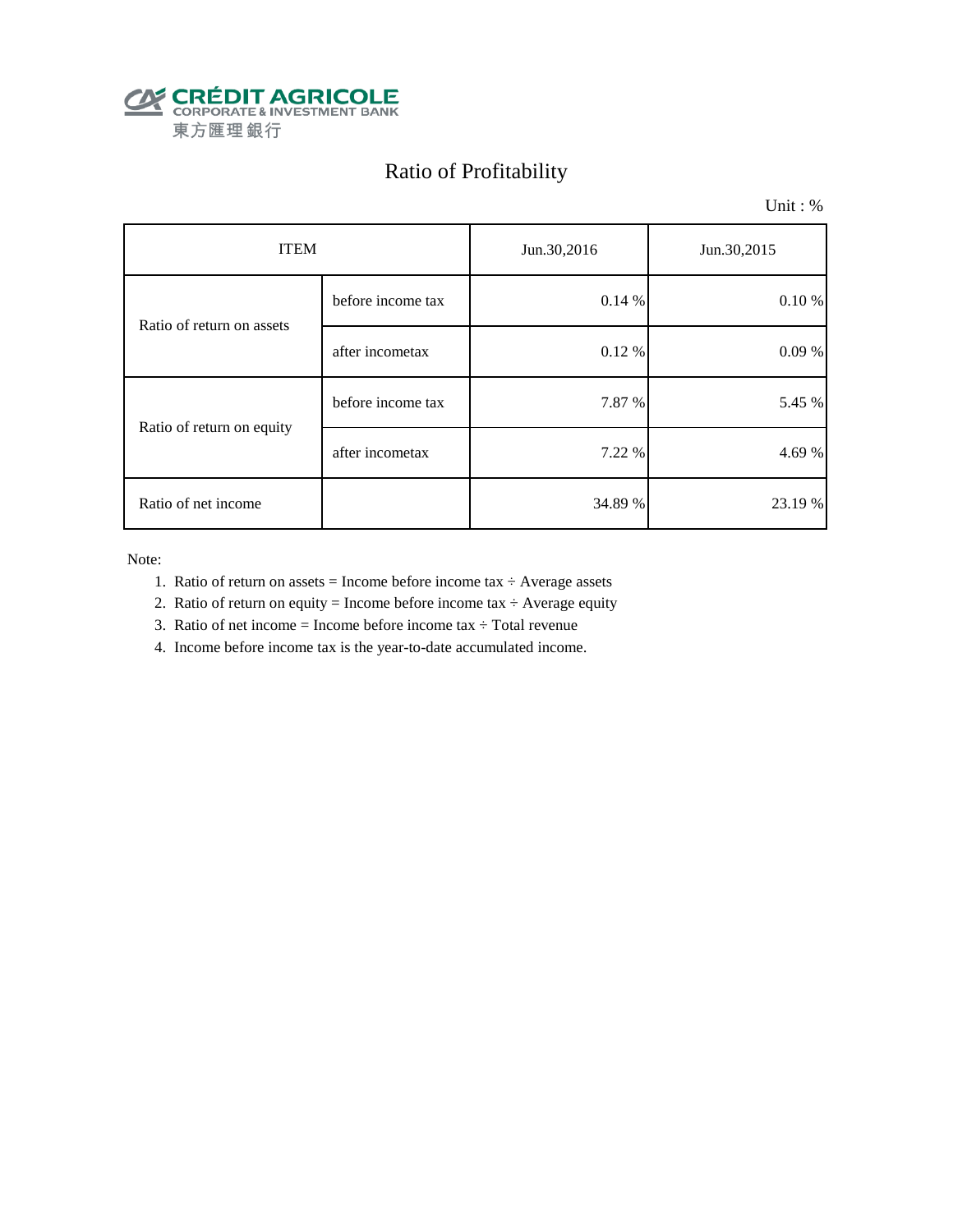CRÉDIT AGRICOLE
CORPORATE & INVESTMENT BANK
東方匯理銀行

# Ratio of Profitability

Unit : %

| ITEM | | Jun.30,2016 | Jun.30,2015 |
|---|---|---|---|
| Ratio of return on assets | before income tax | 0.14 % | 0.10 % |
| | after incometax | 0.12 % | 0.09 % |
| Ratio of return on equity | before income tax | 7.87 % | 5.45 % |
| | after incometax | 7.22 % | 4.69 % |
| Ratio of net income | | 34.89 % | 23.19 % |

Note:

1. Ratio of return on assets = Income before income tax ÷ Average assets
2. Ratio of return on equity = Income before income tax ÷ Average equity
3. Ratio of net income = Income before income tax ÷ Total revenue
4. Income before income tax is the year-to-date accumulated income.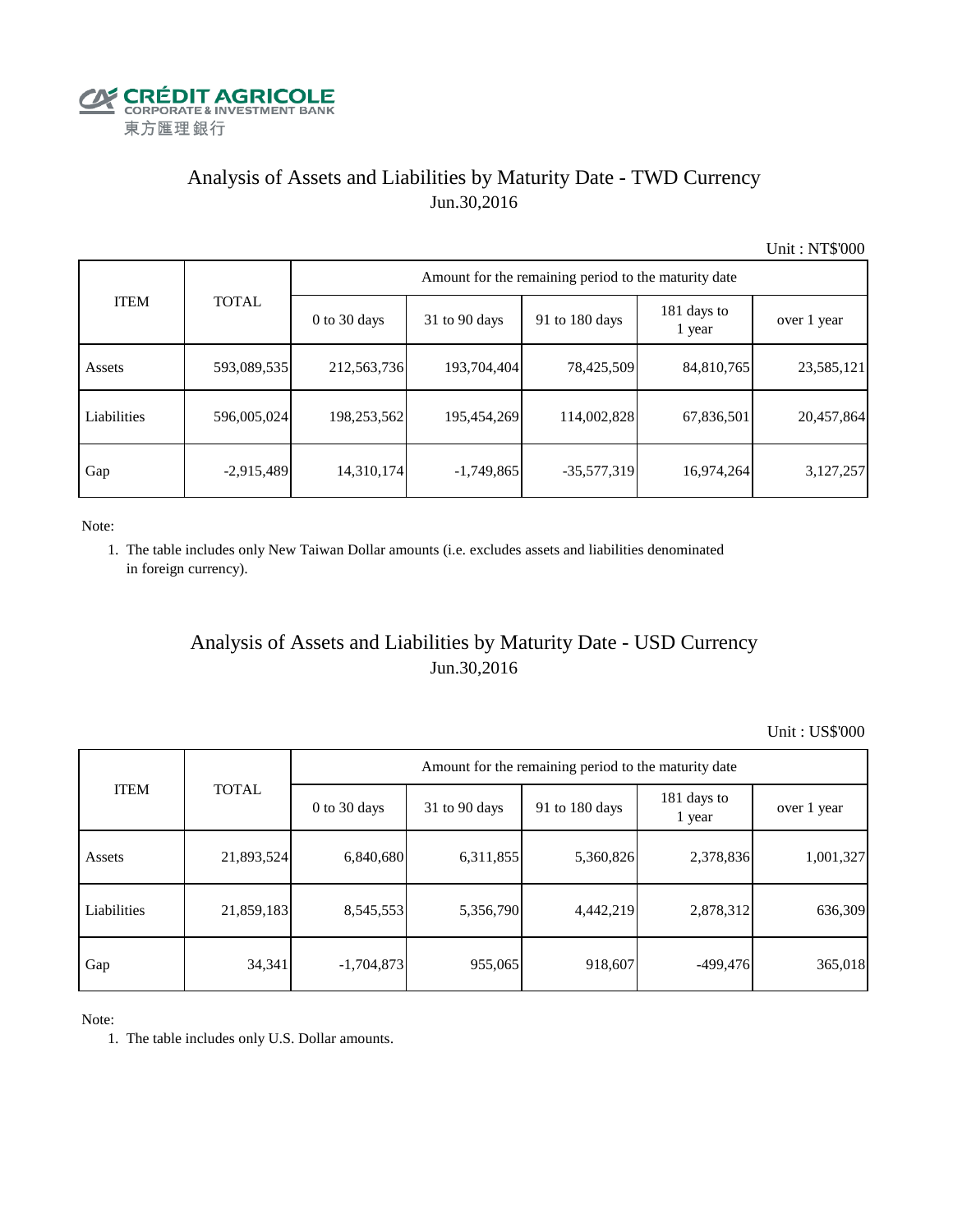CRÉDIT AGRICOLE
CORPORATE & INVESTMENT BANK
東方匯理銀行

## Analysis of Assets and Liabilities by Maturity Date - TWD Currency
Jun.30,2016

Unit : NT$'000

| ITEM | TOTAL | Amount for the remaining period to the maturity date | | | | |
|---|---|---|---|---|---|---|
| | | 0 to 30 days | 31 to 90 days | 91 to 180 days | 181 days to 1 year | over 1 year |
| Assets | 593,089,535 | 212,563,736 | 193,704,404 | 78,425,509 | 84,810,765 | 23,585,121 |
| Liabilities | 596,005,024 | 198,253,562 | 195,454,269 | 114,002,828 | 67,836,501 | 20,457,864 |
| Gap | -2,915,489 | 14,310,174 | -1,749,865 | -35,577,319 | 16,974,264 | 3,127,257 |

Note:

1. The table includes only New Taiwan Dollar amounts (i.e. excludes assets and liabilities denominated in foreign currency).

## Analysis of Assets and Liabilities by Maturity Date - USD Currency
Jun.30,2016

Unit : US$'000

| ITEM | TOTAL | Amount for the remaining period to the maturity date | | | | |
|---|---|---|---|---|---|---|
| | | 0 to 30 days | 31 to 90 days | 91 to 180 days | 181 days to 1 year | over 1 year |
| Assets | 21,893,524 | 6,840,680 | 6,311,855 | 5,360,826 | 2,378,836 | 1,001,327 |
| Liabilities | 21,859,183 | 8,545,553 | 5,356,790 | 4,442,219 | 2,878,312 | 636,309 |
| Gap | 34,341 | -1,704,873 | 955,065 | 918,607 | -499,476 | 365,018 |

Note:

1. The table includes only U.S. Dollar amounts.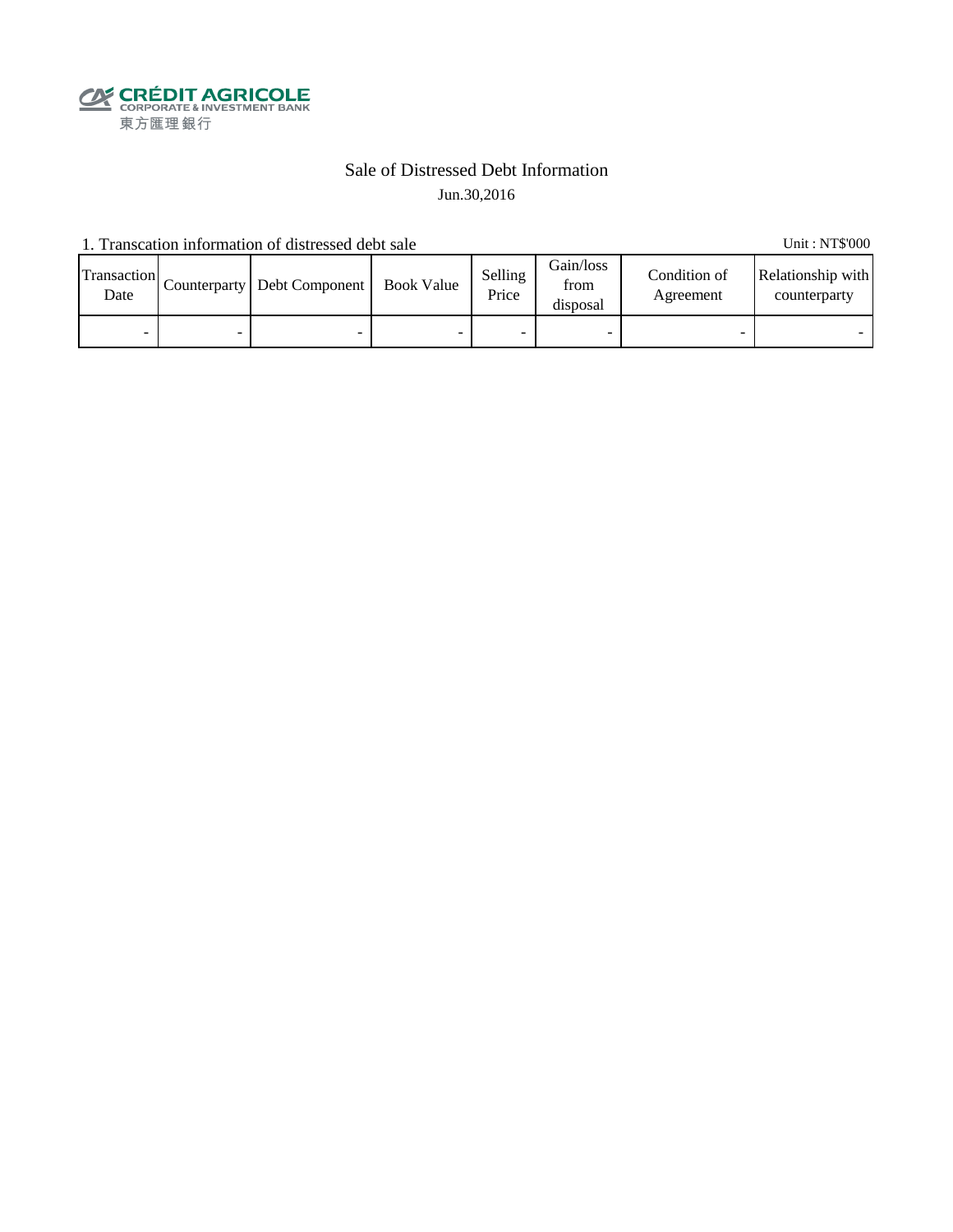CRÉDIT AGRICOLE
CORPORATE & INVESTMENT BANK
東方匯理銀行

# Sale of Distressed Debt Information

Jun.30,2016

1. Transcation information of distressed debt sale

Unit : NT$'000

| Transaction Date | Counterparty | Debt Component | Book Value | Selling Price | Gain/loss from disposal | Condition of Agreement | Relationship with counterparty |
|---|---|---|---|---|---|---|---|
| - | - | - | - | - | - | - | - |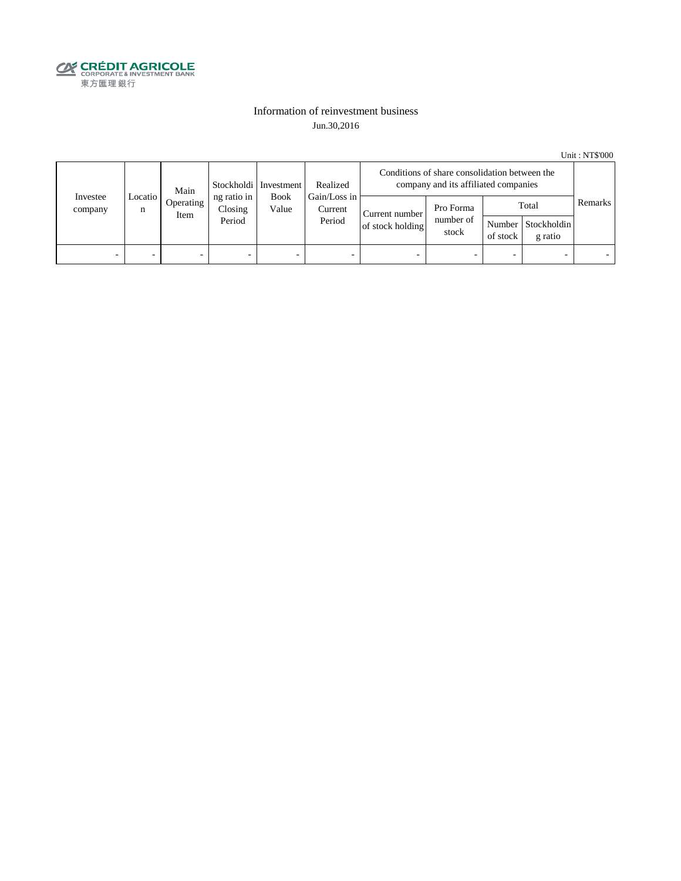CRÉDIT AGRICOLE
CORPORATE & INVESTMENT BANK
東方匯理銀行

# Information of reinvestment business

Jun.30,2016

Unit : NT$'000

| Investee company | Location | Main Operating Item | Stockholding ratio in Closing Period | Investment Book Value | Realized Gain/Loss in Current Period | Conditions of share consolidation between the company and its affiliated companies | | | | Remarks |
|---|---|---|---|---|---|---|---|---|---|---|
| | | | | | | Current number of stock holding | Pro Forma number of stock | Total | | |
| | | | | | | | | Number of stock | Stockholding ratio | |
| - | - | - | - | - | - | - | - | - | - | - |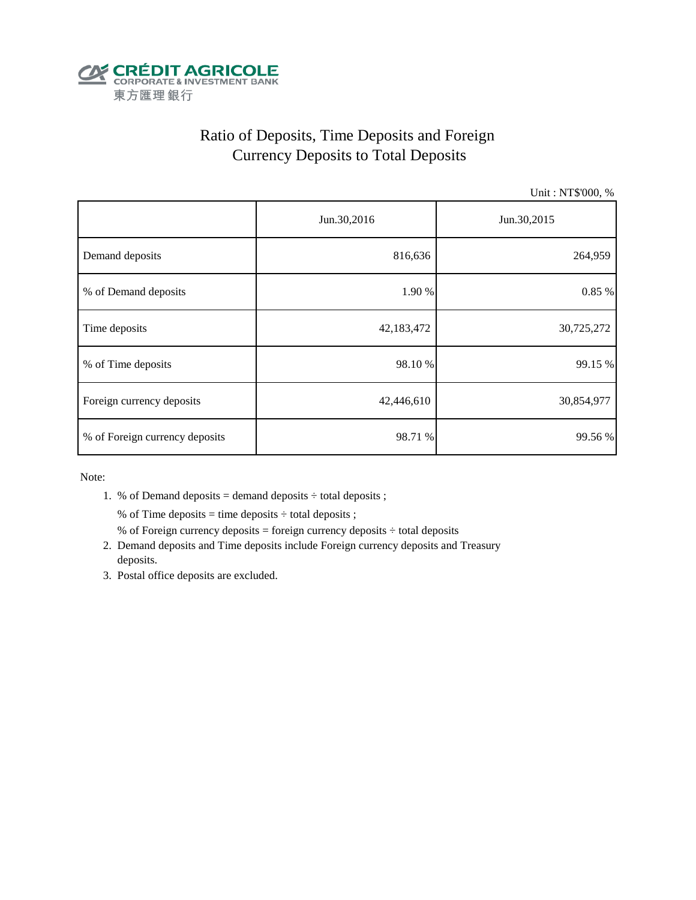CRÉDIT AGRICOLE
CORPORATE & INVESTMENT BANK
東方匯理銀行

# Ratio of Deposits, Time Deposits and Foreign Currency Deposits to Total Deposits

Unit : NT$'000, %

| | Jun.30,2016 | Jun.30,2015 |
|---|---|---|
| Demand deposits | 816,636 | 264,959 |
| % of Demand deposits | 1.90 % | 0.85 % |
| Time deposits | 42,183,472 | 30,725,272 |
| % of Time deposits | 98.10 % | 99.15 % |
| Foreign currency deposits | 42,446,610 | 30,854,977 |
| % of Foreign currency deposits | 98.71 % | 99.56 % |

Note:

1. % of Demand deposits = demand deposits ÷ total deposits ;

   % of Time deposits = time deposits ÷ total deposits ;

   % of Foreign currency deposits = foreign currency deposits ÷ total deposits
2. Demand deposits and Time deposits include Foreign currency deposits and Treasury deposits.
3. Postal office deposits are excluded.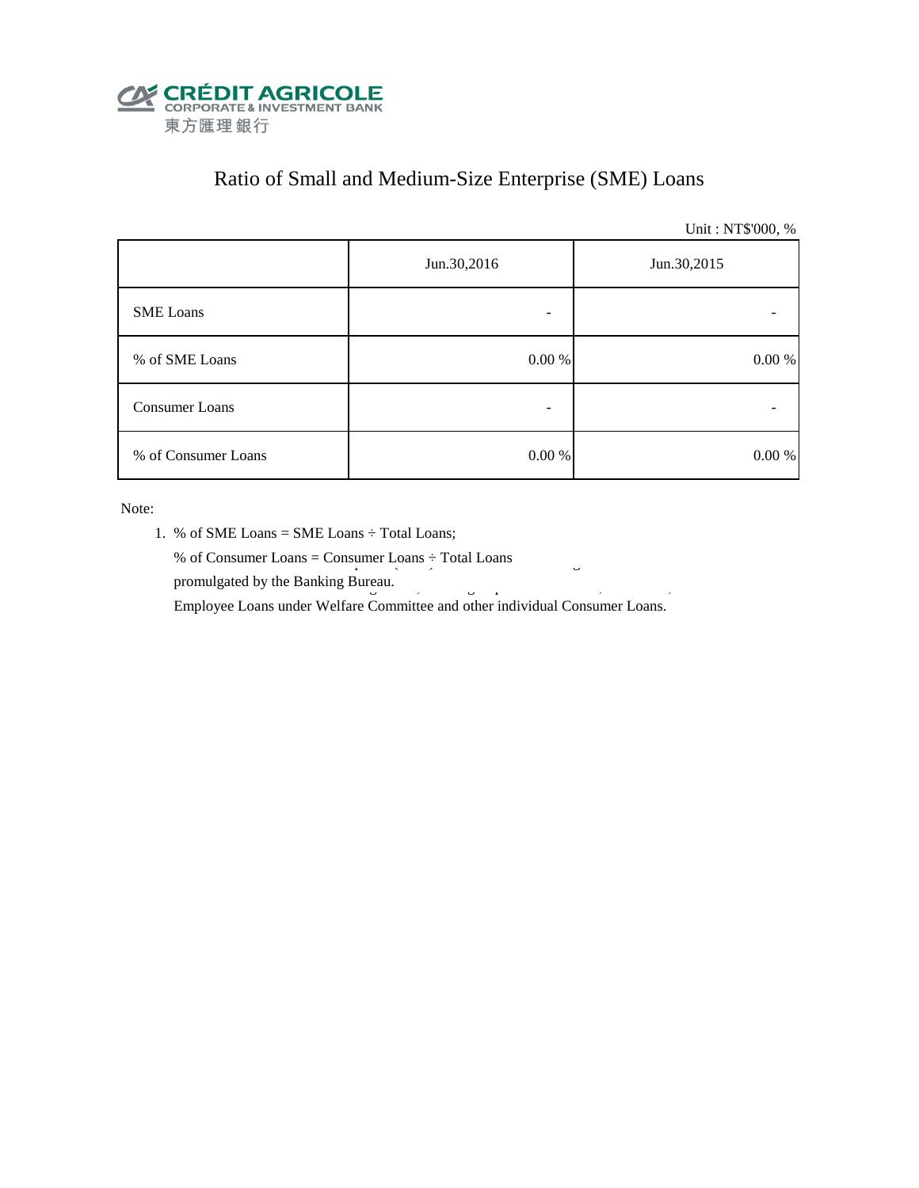CRÉDIT AGRICOLE
CORPORATE & INVESTMENT BANK
東方匯理銀行

# Ratio of Small and Medium-Size Enterprise (SME) Loans

Unit : NT$'000, %

| | Jun.30,2016 | Jun.30,2015 |
|---|---|---|
| SME Loans | - | - |
| % of SME Loans | 0.00 % | 0.00 % |
| Consumer Loans | - | - |
| % of Consumer Loans | 0.00 % | 0.00 % |

Note:

1. % of SME Loans = SME Loans ÷ Total Loans;

   % of Consumer Loans = Consumer Loans ÷ Total Loans

   promulgated by the Banking Bureau.

   Employee Loans under Welfare Committee and other individual Consumer Loans.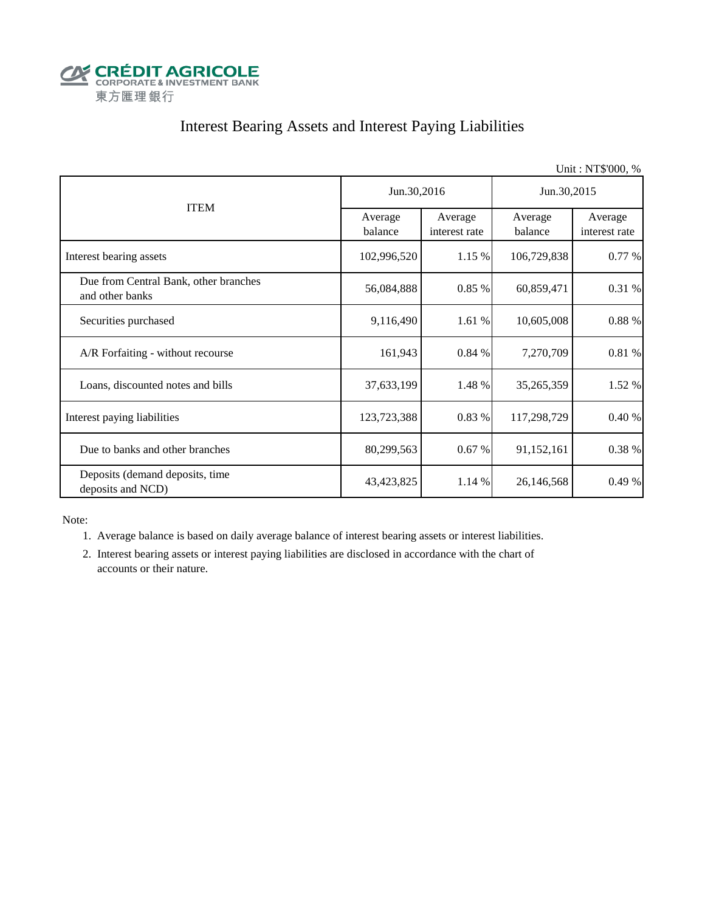CRÉDIT AGRICOLE
CORPORATE & INVESTMENT BANK
東方匯理銀行

# Interest Bearing Assets and Interest Paying Liabilities

Unit : NT$'000, %

| ITEM | Jun.30,2016 | | Jun.30,2015 | |
|---|---|---|---|---|
| | Average balance | Average interest rate | Average balance | Average interest rate |
| Interest bearing assets | 102,996,520 | 1.15 % | 106,729,838 | 0.77 % |
| Due from Central Bank, other branches and other banks | 56,084,888 | 0.85 % | 60,859,471 | 0.31 % |
| Securities purchased | 9,116,490 | 1.61 % | 10,605,008 | 0.88 % |
| A/R Forfaiting - without recourse | 161,943 | 0.84 % | 7,270,709 | 0.81 % |
| Loans, discounted notes and bills | 37,633,199 | 1.48 % | 35,265,359 | 1.52 % |
| Interest paying liabilities | 123,723,388 | 0.83 % | 117,298,729 | 0.40 % |
| Due to banks and other branches | 80,299,563 | 0.67 % | 91,152,161 | 0.38 % |
| Deposits (demand deposits, time deposits and NCD) | 43,423,825 | 1.14 % | 26,146,568 | 0.49 % |

Note:

1. Average balance is based on daily average balance of interest bearing assets or interest liabilities.
2. Interest bearing assets or interest paying liabilities are disclosed in accordance with the chart of accounts or their nature.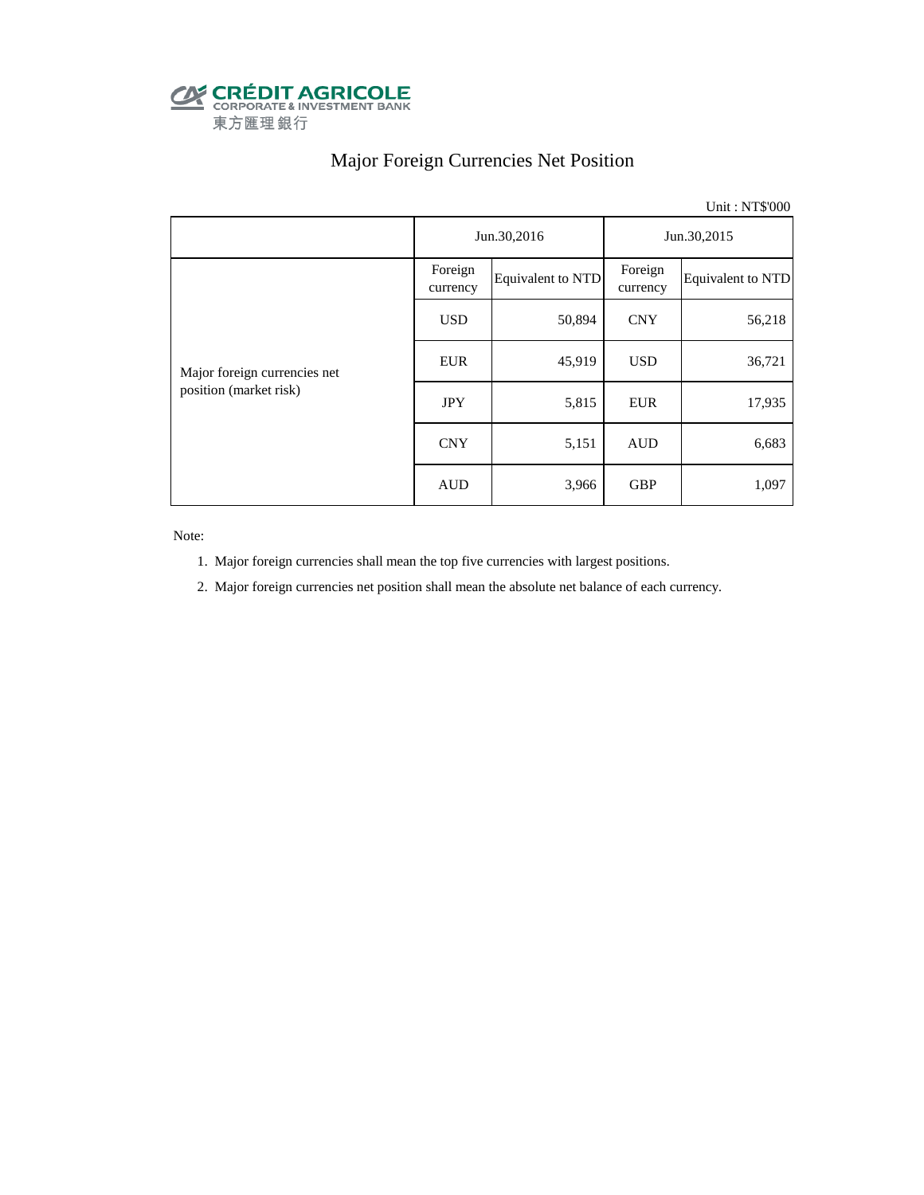CRÉDIT AGRICOLE
CORPORATE & INVESTMENT BANK
東方匯理銀行

# Major Foreign Currencies Net Position

Unit : NT$'000

| | Jun.30,2016 | | Jun.30,2015 | |
|---|---|---|---|---|
| | Foreign currency | Equivalent to NTD | Foreign currency | Equivalent to NTD |
| Major foreign currencies net position (market risk) | USD | 50,894 | CNY | 56,218 |
| | EUR | 45,919 | USD | 36,721 |
| | JPY | 5,815 | EUR | 17,935 |
| | CNY | 5,151 | AUD | 6,683 |
| | AUD | 3,966 | GBP | 1,097 |

Note:

1. Major foreign currencies shall mean the top five currencies with largest positions.
2. Major foreign currencies net position shall mean the absolute net balance of each currency.